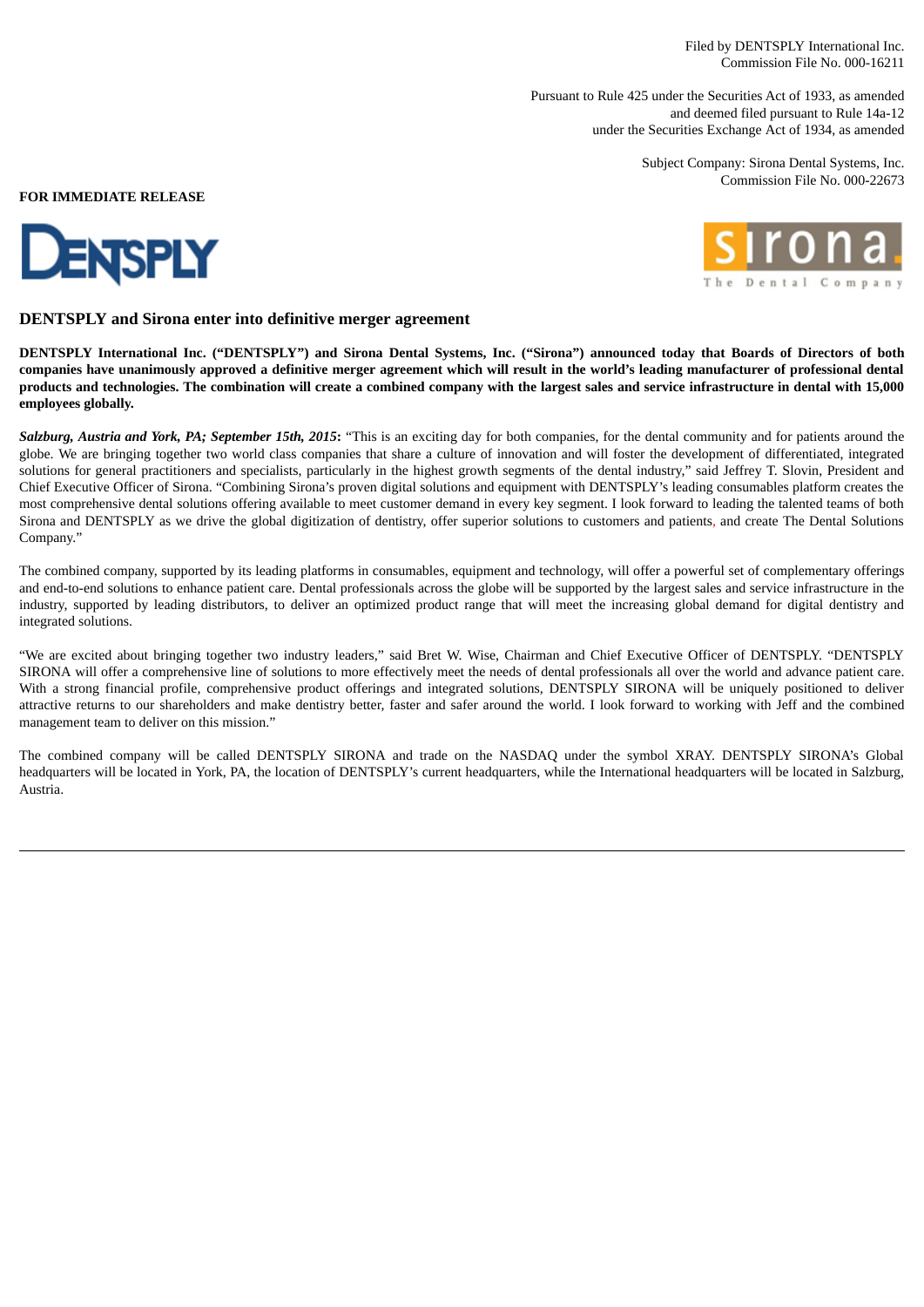Filed by DENTSPLY International Inc.
Commission File No. 000-16211

Pursuant to Rule 425 under the Securities Act of 1933, as amended
and deemed filed pursuant to Rule 14a-12
under the Securities Exchange Act of 1934, as amended

Subject Company: Sirona Dental Systems, Inc.
Commission File No. 000-22673

**FOR IMMEDIATE RELEASE**

DENTSPLY

sirona. The Dental Company

## DENTSPLY and Sirona enter into definitive merger agreement

**DENTSPLY International Inc. ("DENTSPLY") and Sirona Dental Systems, Inc. ("Sirona") announced today that Boards of Directors of both companies have unanimously approved a definitive merger agreement which will result in the world's leading manufacturer of professional dental products and technologies. The combination will create a combined company with the largest sales and service infrastructure in dental with 15,000 employees globally.**

***Salzburg, Austria and York, PA; September 15th, 2015*:** "This is an exciting day for both companies, for the dental community and for patients around the globe. We are bringing together two world class companies that share a culture of innovation and will foster the development of differentiated, integrated solutions for general practitioners and specialists, particularly in the highest growth segments of the dental industry," said Jeffrey T. Slovin, President and Chief Executive Officer of Sirona. "Combining Sirona's proven digital solutions and equipment with DENTSPLY's leading consumables platform creates the most comprehensive dental solutions offering available to meet customer demand in every key segment. I look forward to leading the talented teams of both Sirona and DENTSPLY as we drive the global digitization of dentistry, offer superior solutions to customers and patients, and create The Dental Solutions Company."

The combined company, supported by its leading platforms in consumables, equipment and technology, will offer a powerful set of complementary offerings and end-to-end solutions to enhance patient care. Dental professionals across the globe will be supported by the largest sales and service infrastructure in the industry, supported by leading distributors, to deliver an optimized product range that will meet the increasing global demand for digital dentistry and integrated solutions.

"We are excited about bringing together two industry leaders," said Bret W. Wise, Chairman and Chief Executive Officer of DENTSPLY. "DENTSPLY SIRONA will offer a comprehensive line of solutions to more effectively meet the needs of dental professionals all over the world and advance patient care. With a strong financial profile, comprehensive product offerings and integrated solutions, DENTSPLY SIRONA will be uniquely positioned to deliver attractive returns to our shareholders and make dentistry better, faster and safer around the world. I look forward to working with Jeff and the combined management team to deliver on this mission."

The combined company will be called DENTSPLY SIRONA and trade on the NASDAQ under the symbol XRAY. DENTSPLY SIRONA's Global headquarters will be located in York, PA, the location of DENTSPLY's current headquarters, while the International headquarters will be located in Salzburg, Austria.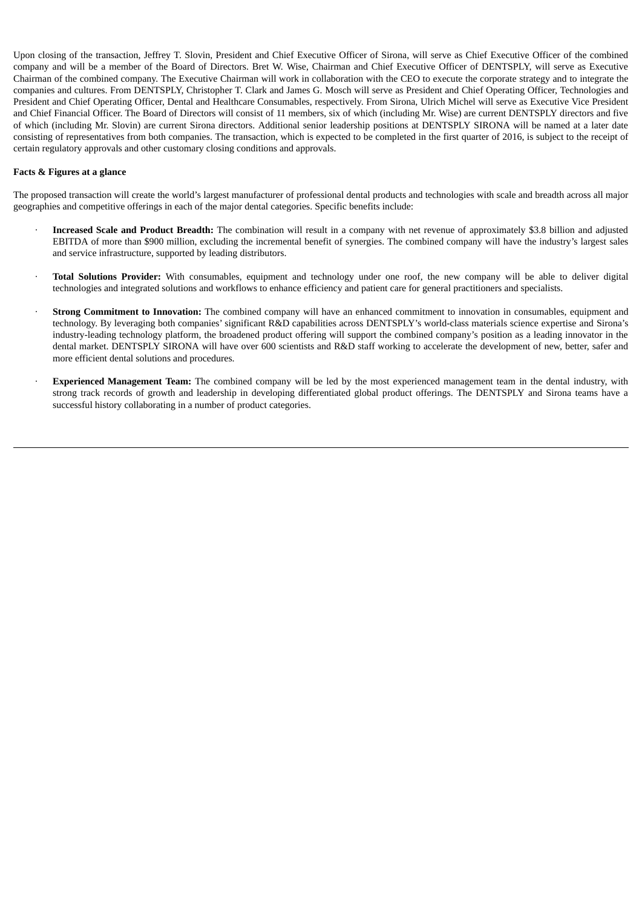Upon closing of the transaction, Jeffrey T. Slovin, President and Chief Executive Officer of Sirona, will serve as Chief Executive Officer of the combined company and will be a member of the Board of Directors. Bret W. Wise, Chairman and Chief Executive Officer of DENTSPLY, will serve as Executive Chairman of the combined company. The Executive Chairman will work in collaboration with the CEO to execute the corporate strategy and to integrate the companies and cultures. From DENTSPLY, Christopher T. Clark and James G. Mosch will serve as President and Chief Operating Officer, Technologies and President and Chief Operating Officer, Dental and Healthcare Consumables, respectively. From Sirona, Ulrich Michel will serve as Executive Vice President and Chief Financial Officer. The Board of Directors will consist of 11 members, six of which (including Mr. Wise) are current DENTSPLY directors and five of which (including Mr. Slovin) are current Sirona directors. Additional senior leadership positions at DENTSPLY SIRONA will be named at a later date consisting of representatives from both companies. The transaction, which is expected to be completed in the first quarter of 2016, is subject to the receipt of certain regulatory approvals and other customary closing conditions and approvals.

**Facts & Figures at a glance**

The proposed transaction will create the world's largest manufacturer of professional dental products and technologies with scale and breadth across all major geographies and competitive offerings in each of the major dental categories. Specific benefits include:

- **Increased Scale and Product Breadth:** The combination will result in a company with net revenue of approximately $3.8 billion and adjusted EBITDA of more than $900 million, excluding the incremental benefit of synergies. The combined company will have the industry's largest sales and service infrastructure, supported by leading distributors.

- **Total Solutions Provider:** With consumables, equipment and technology under one roof, the new company will be able to deliver digital technologies and integrated solutions and workflows to enhance efficiency and patient care for general practitioners and specialists.

- **Strong Commitment to Innovation:** The combined company will have an enhanced commitment to innovation in consumables, equipment and technology. By leveraging both companies' significant R&D capabilities across DENTSPLY's world-class materials science expertise and Sirona's industry-leading technology platform, the broadened product offering will support the combined company's position as a leading innovator in the dental market. DENTSPLY SIRONA will have over 600 scientists and R&D staff working to accelerate the development of new, better, safer and more efficient dental solutions and procedures.

- **Experienced Management Team:** The combined company will be led by the most experienced management team in the dental industry, with strong track records of growth and leadership in developing differentiated global product offerings. The DENTSPLY and Sirona teams have a successful history collaborating in a number of product categories.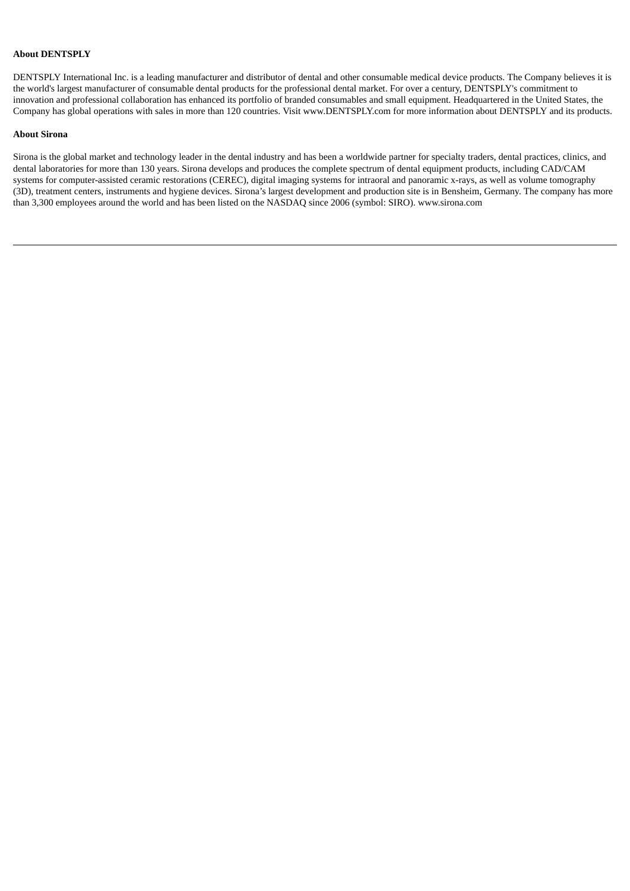**About DENTSPLY**

DENTSPLY International Inc. is a leading manufacturer and distributor of dental and other consumable medical device products. The Company believes it is the world's largest manufacturer of consumable dental products for the professional dental market. For over a century, DENTSPLY's commitment to innovation and professional collaboration has enhanced its portfolio of branded consumables and small equipment. Headquartered in the United States, the Company has global operations with sales in more than 120 countries. Visit www.DENTSPLY.com for more information about DENTSPLY and its products.

**About Sirona**

Sirona is the global market and technology leader in the dental industry and has been a worldwide partner for specialty traders, dental practices, clinics, and dental laboratories for more than 130 years. Sirona develops and produces the complete spectrum of dental equipment products, including CAD/CAM systems for computer-assisted ceramic restorations (CEREC), digital imaging systems for intraoral and panoramic x-rays, as well as volume tomography (3D), treatment centers, instruments and hygiene devices. Sirona's largest development and production site is in Bensheim, Germany. The company has more than 3,300 employees around the world and has been listed on the NASDAQ since 2006 (symbol: SIRO). www.sirona.com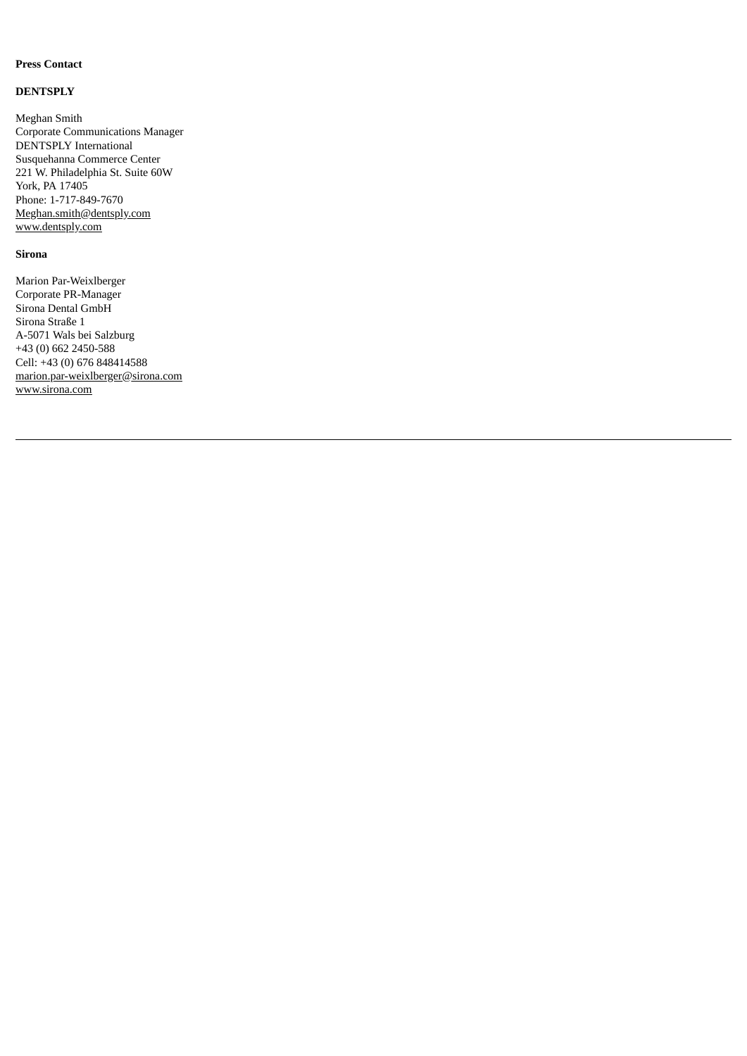**Press Contact**

**DENTSPLY**

Meghan Smith
Corporate Communications Manager
DENTSPLY International
Susquehanna Commerce Center
221 W. Philadelphia St. Suite 60W
York, PA 17405
Phone: 1-717-849-7670
Meghan.smith@dentsply.com
www.dentsply.com

**Sirona**

Marion Par-Weixlberger
Corporate PR-Manager
Sirona Dental GmbH
Sirona Straße 1
A-5071 Wals bei Salzburg
+43 (0) 662 2450-588
Cell: +43 (0) 676 848414588
marion.par-weixlberger@sirona.com
www.sirona.com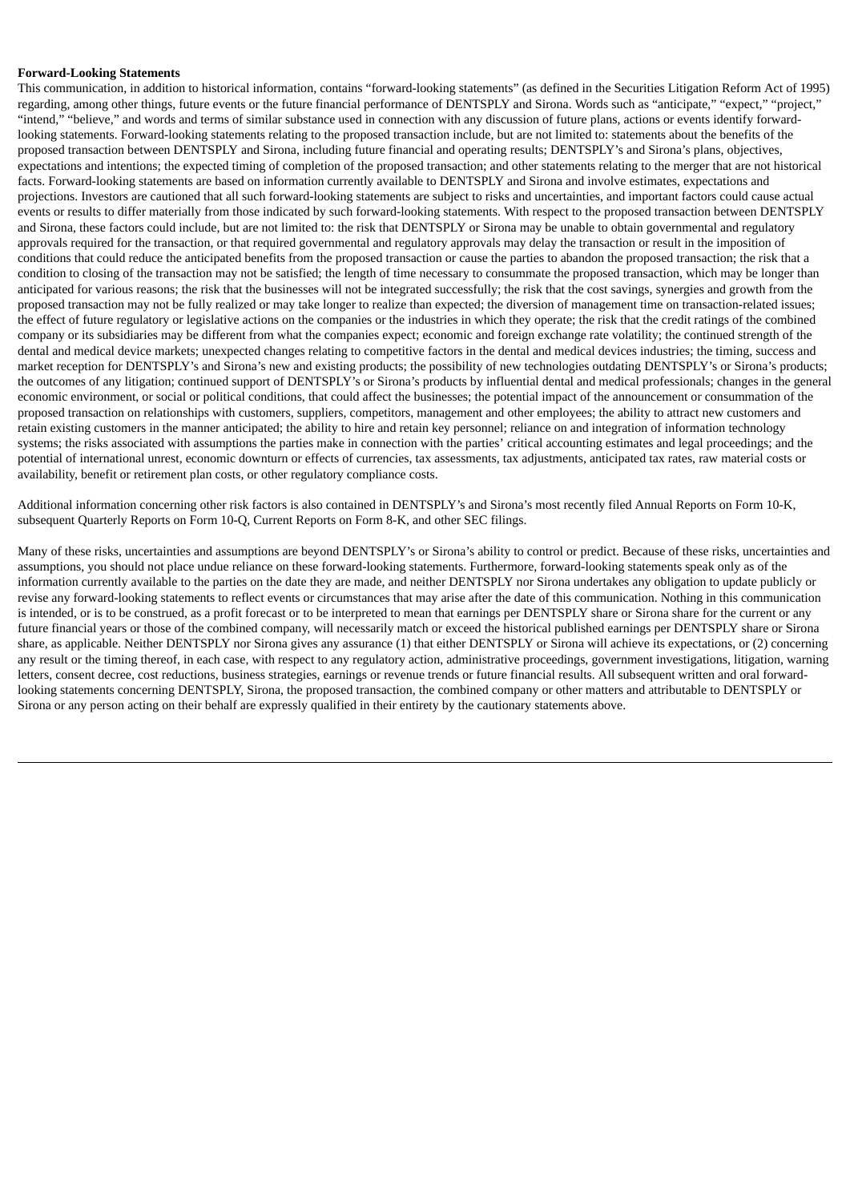**Forward-Looking Statements**

This communication, in addition to historical information, contains "forward-looking statements" (as defined in the Securities Litigation Reform Act of 1995) regarding, among other things, future events or the future financial performance of DENTSPLY and Sirona. Words such as "anticipate," "expect," "project," "intend," "believe," and words and terms of similar substance used in connection with any discussion of future plans, actions or events identify forward-looking statements. Forward-looking statements relating to the proposed transaction include, but are not limited to: statements about the benefits of the proposed transaction between DENTSPLY and Sirona, including future financial and operating results; DENTSPLY's and Sirona's plans, objectives, expectations and intentions; the expected timing of completion of the proposed transaction; and other statements relating to the merger that are not historical facts. Forward-looking statements are based on information currently available to DENTSPLY and Sirona and involve estimates, expectations and projections. Investors are cautioned that all such forward-looking statements are subject to risks and uncertainties, and important factors could cause actual events or results to differ materially from those indicated by such forward-looking statements. With respect to the proposed transaction between DENTSPLY and Sirona, these factors could include, but are not limited to: the risk that DENTSPLY or Sirona may be unable to obtain governmental and regulatory approvals required for the transaction, or that required governmental and regulatory approvals may delay the transaction or result in the imposition of conditions that could reduce the anticipated benefits from the proposed transaction or cause the parties to abandon the proposed transaction; the risk that a condition to closing of the transaction may not be satisfied; the length of time necessary to consummate the proposed transaction, which may be longer than anticipated for various reasons; the risk that the businesses will not be integrated successfully; the risk that the cost savings, synergies and growth from the proposed transaction may not be fully realized or may take longer to realize than expected; the diversion of management time on transaction-related issues; the effect of future regulatory or legislative actions on the companies or the industries in which they operate; the risk that the credit ratings of the combined company or its subsidiaries may be different from what the companies expect; economic and foreign exchange rate volatility; the continued strength of the dental and medical device markets; unexpected changes relating to competitive factors in the dental and medical devices industries; the timing, success and market reception for DENTSPLY's and Sirona's new and existing products; the possibility of new technologies outdating DENTSPLY's or Sirona's products; the outcomes of any litigation; continued support of DENTSPLY's or Sirona's products by influential dental and medical professionals; changes in the general economic environment, or social or political conditions, that could affect the businesses; the potential impact of the announcement or consummation of the proposed transaction on relationships with customers, suppliers, competitors, management and other employees; the ability to attract new customers and retain existing customers in the manner anticipated; the ability to hire and retain key personnel; reliance on and integration of information technology systems; the risks associated with assumptions the parties make in connection with the parties' critical accounting estimates and legal proceedings; and the potential of international unrest, economic downturn or effects of currencies, tax assessments, tax adjustments, anticipated tax rates, raw material costs or availability, benefit or retirement plan costs, or other regulatory compliance costs.

Additional information concerning other risk factors is also contained in DENTSPLY's and Sirona's most recently filed Annual Reports on Form 10-K, subsequent Quarterly Reports on Form 10-Q, Current Reports on Form 8-K, and other SEC filings.

Many of these risks, uncertainties and assumptions are beyond DENTSPLY's or Sirona's ability to control or predict. Because of these risks, uncertainties and assumptions, you should not place undue reliance on these forward-looking statements. Furthermore, forward-looking statements speak only as of the information currently available to the parties on the date they are made, and neither DENTSPLY nor Sirona undertakes any obligation to update publicly or revise any forward-looking statements to reflect events or circumstances that may arise after the date of this communication. Nothing in this communication is intended, or is to be construed, as a profit forecast or to be interpreted to mean that earnings per DENTSPLY share or Sirona share for the current or any future financial years or those of the combined company, will necessarily match or exceed the historical published earnings per DENTSPLY share or Sirona share, as applicable. Neither DENTSPLY nor Sirona gives any assurance (1) that either DENTSPLY or Sirona will achieve its expectations, or (2) concerning any result or the timing thereof, in each case, with respect to any regulatory action, administrative proceedings, government investigations, litigation, warning letters, consent decree, cost reductions, business strategies, earnings or revenue trends or future financial results. All subsequent written and oral forward-looking statements concerning DENTSPLY, Sirona, the proposed transaction, the combined company or other matters and attributable to DENTSPLY or Sirona or any person acting on their behalf are expressly qualified in their entirety by the cautionary statements above.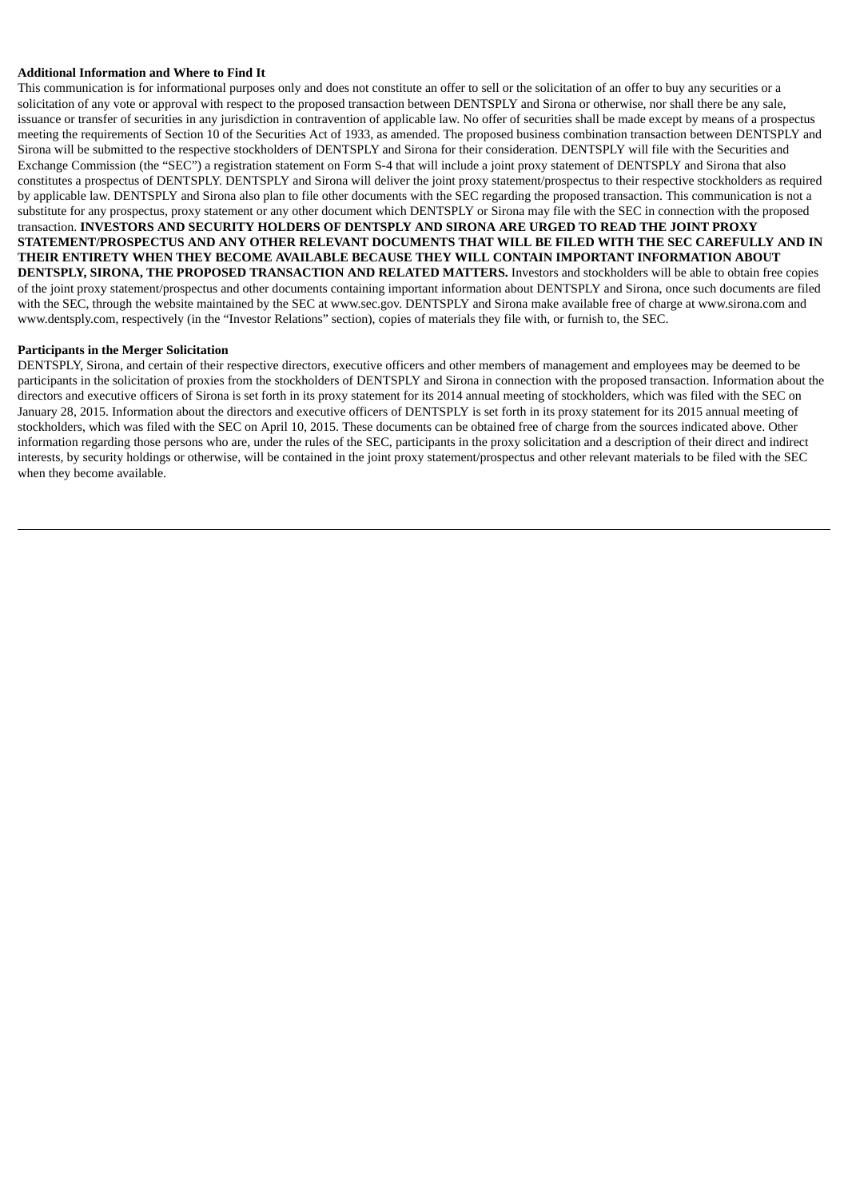**Additional Information and Where to Find It**

This communication is for informational purposes only and does not constitute an offer to sell or the solicitation of an offer to buy any securities or a solicitation of any vote or approval with respect to the proposed transaction between DENTSPLY and Sirona or otherwise, nor shall there be any sale, issuance or transfer of securities in any jurisdiction in contravention of applicable law. No offer of securities shall be made except by means of a prospectus meeting the requirements of Section 10 of the Securities Act of 1933, as amended. The proposed business combination transaction between DENTSPLY and Sirona will be submitted to the respective stockholders of DENTSPLY and Sirona for their consideration. DENTSPLY will file with the Securities and Exchange Commission (the "SEC") a registration statement on Form S-4 that will include a joint proxy statement of DENTSPLY and Sirona that also constitutes a prospectus of DENTSPLY. DENTSPLY and Sirona will deliver the joint proxy statement/prospectus to their respective stockholders as required by applicable law. DENTSPLY and Sirona also plan to file other documents with the SEC regarding the proposed transaction. This communication is not a substitute for any prospectus, proxy statement or any other document which DENTSPLY or Sirona may file with the SEC in connection with the proposed transaction. **INVESTORS AND SECURITY HOLDERS OF DENTSPLY AND SIRONA ARE URGED TO READ THE JOINT PROXY STATEMENT/PROSPECTUS AND ANY OTHER RELEVANT DOCUMENTS THAT WILL BE FILED WITH THE SEC CAREFULLY AND IN THEIR ENTIRETY WHEN THEY BECOME AVAILABLE BECAUSE THEY WILL CONTAIN IMPORTANT INFORMATION ABOUT DENTSPLY, SIRONA, THE PROPOSED TRANSACTION AND RELATED MATTERS.** Investors and stockholders will be able to obtain free copies of the joint proxy statement/prospectus and other documents containing important information about DENTSPLY and Sirona, once such documents are filed with the SEC, through the website maintained by the SEC at www.sec.gov. DENTSPLY and Sirona make available free of charge at www.sirona.com and www.dentsply.com, respectively (in the "Investor Relations" section), copies of materials they file with, or furnish to, the SEC.

**Participants in the Merger Solicitation**

DENTSPLY, Sirona, and certain of their respective directors, executive officers and other members of management and employees may be deemed to be participants in the solicitation of proxies from the stockholders of DENTSPLY and Sirona in connection with the proposed transaction. Information about the directors and executive officers of Sirona is set forth in its proxy statement for its 2014 annual meeting of stockholders, which was filed with the SEC on January 28, 2015. Information about the directors and executive officers of DENTSPLY is set forth in its proxy statement for its 2015 annual meeting of stockholders, which was filed with the SEC on April 10, 2015. These documents can be obtained free of charge from the sources indicated above. Other information regarding those persons who are, under the rules of the SEC, participants in the proxy solicitation and a description of their direct and indirect interests, by security holdings or otherwise, will be contained in the joint proxy statement/prospectus and other relevant materials to be filed with the SEC when they become available.